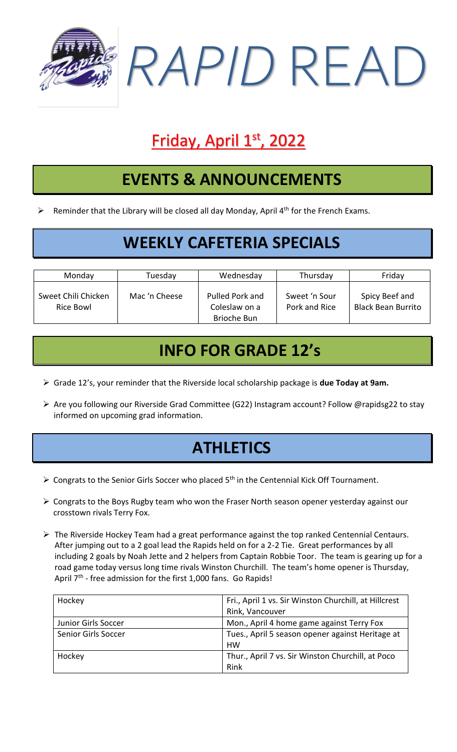# *RAPID* READ

## Friday, April 1st, 2022

## EVENTS & ANNOUNCEMENTS

- Reminder that the Library will be closed all day Monday, April 4th for the French Exams.

## WEEKLY CAFETERIA SPECIALS

| Monday | Tuesday | Wednesday | Thursday | Friday |
|---|---|---|---|---|
| Sweet Chili Chicken Rice Bowl | Mac 'n Cheese | Pulled Pork and Coleslaw on a Brioche Bun | Sweet 'n Sour Pork and Rice | Spicy Beef and Black Bean Burrito |

## INFO FOR GRADE 12's

- Grade 12's, your reminder that the Riverside local scholarship package is **due Today at 9am.**
- Are you following our Riverside Grad Committee (G22) Instagram account? Follow @rapidsg22 to stay informed on upcoming grad information.

## ATHLETICS

- Congrats to the Senior Girls Soccer who placed 5th in the Centennial Kick Off Tournament.
- Congrats to the Boys Rugby team who won the Fraser North season opener yesterday against our crosstown rivals Terry Fox.
- The Riverside Hockey Team had a great performance against the top ranked Centennial Centaurs. After jumping out to a 2 goal lead the Rapids held on for a 2-2 Tie. Great performances by all including 2 goals by Noah Jette and 2 helpers from Captain Robbie Toor. The team is gearing up for a road game today versus long time rivals Winston Churchill. The team's home opener is Thursday, April 7th - free admission for the first 1,000 fans. Go Rapids!

| | |
|---|---|
| Hockey | Fri., April 1 vs. Sir Winston Churchill, at Hillcrest Rink, Vancouver |
| Junior Girls Soccer | Mon., April 4 home game against Terry Fox |
| Senior Girls Soccer | Tues., April 5 season opener against Heritage at HW |
| Hockey | Thur., April 7 vs. Sir Winston Churchill, at Poco Rink |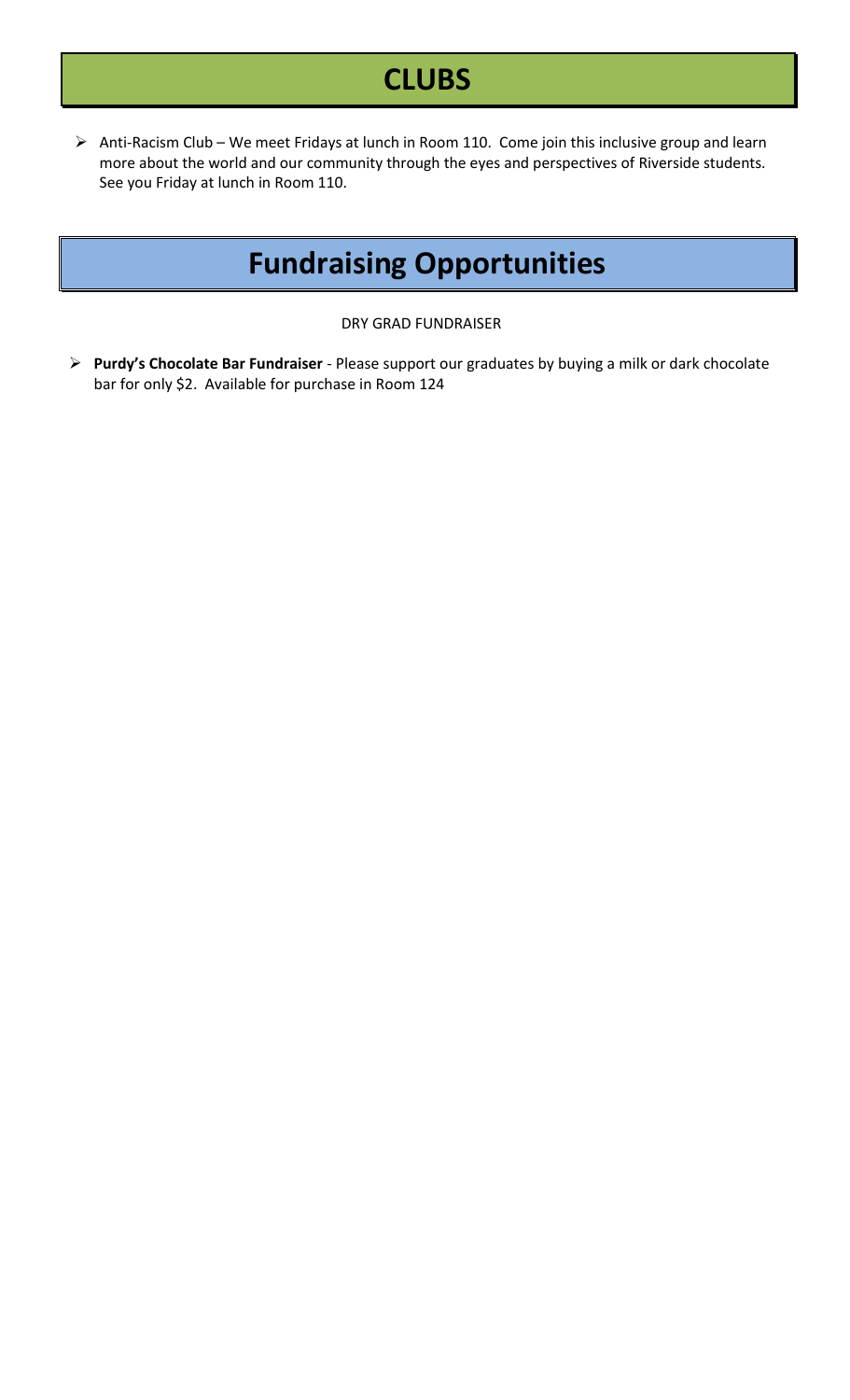# CLUBS

- Anti-Racism Club – We meet Fridays at lunch in Room 110. Come join this inclusive group and learn more about the world and our community through the eyes and perspectives of Riverside students. See you Friday at lunch in Room 110.

# Fundraising Opportunities

DRY GRAD FUNDRAISER

- **Purdy's Chocolate Bar Fundraiser** - Please support our graduates by buying a milk or dark chocolate bar for only $2. Available for purchase in Room 124